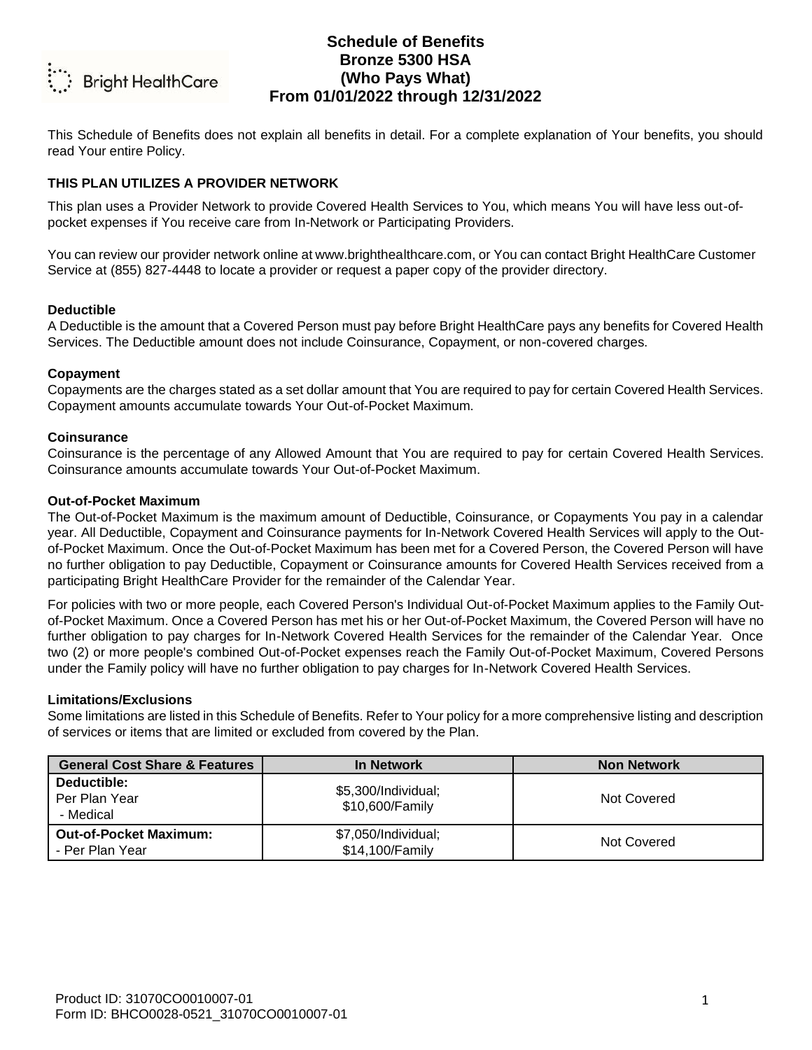# Schedule of Benefits
# Bronze 5300 HSA
# (Who Pays What)
# From 01/01/2022 through 12/31/2022

This Schedule of Benefits does not explain all benefits in detail. For a complete explanation of Your benefits, you should read Your entire Policy.

**THIS PLAN UTILIZES A PROVIDER NETWORK**

This plan uses a Provider Network to provide Covered Health Services to You, which means You will have less out-of-pocket expenses if You receive care from In-Network or Participating Providers.

You can review our provider network online at www.brighthealthcare.com, or You can contact Bright HealthCare Customer Service at (855) 827-4448 to locate a provider or request a paper copy of the provider directory.

**Deductible**

A Deductible is the amount that a Covered Person must pay before Bright HealthCare pays any benefits for Covered Health Services. The Deductible amount does not include Coinsurance, Copayment, or non-covered charges.

**Copayment**

Copayments are the charges stated as a set dollar amount that You are required to pay for certain Covered Health Services. Copayment amounts accumulate towards Your Out-of-Pocket Maximum.

**Coinsurance**

Coinsurance is the percentage of any Allowed Amount that You are required to pay for certain Covered Health Services. Coinsurance amounts accumulate towards Your Out-of-Pocket Maximum.

**Out-of-Pocket Maximum**

The Out-of-Pocket Maximum is the maximum amount of Deductible, Coinsurance, or Copayments You pay in a calendar year. All Deductible, Copayment and Coinsurance payments for In-Network Covered Health Services will apply to the Out-of-Pocket Maximum. Once the Out-of-Pocket Maximum has been met for a Covered Person, the Covered Person will have no further obligation to pay Deductible, Copayment or Coinsurance amounts for Covered Health Services received from a participating Bright HealthCare Provider for the remainder of the Calendar Year.

For policies with two or more people, each Covered Person's Individual Out-of-Pocket Maximum applies to the Family Out-of-Pocket Maximum. Once a Covered Person has met his or her Out-of-Pocket Maximum, the Covered Person will have no further obligation to pay charges for In-Network Covered Health Services for the remainder of the Calendar Year. Once two (2) or more people's combined Out-of-Pocket expenses reach the Family Out-of-Pocket Maximum, Covered Persons under the Family policy will have no further obligation to pay charges for In-Network Covered Health Services.

**Limitations/Exclusions**

Some limitations are listed in this Schedule of Benefits. Refer to Your policy for a more comprehensive listing and description of services or items that are limited or excluded from covered by the Plan.

| General Cost Share & Features | In Network | Non Network |
|---|---|---|
| **Deductible:** Per Plan Year - Medical | $5,300/Individual; $10,600/Family | Not Covered |
| **Out-of-Pocket Maximum:** - Per Plan Year | $7,050/Individual; $14,100/Family | Not Covered |

Product ID: 31070CO0010007-01
Form ID: BHCO0028-0521_31070CO0010007-01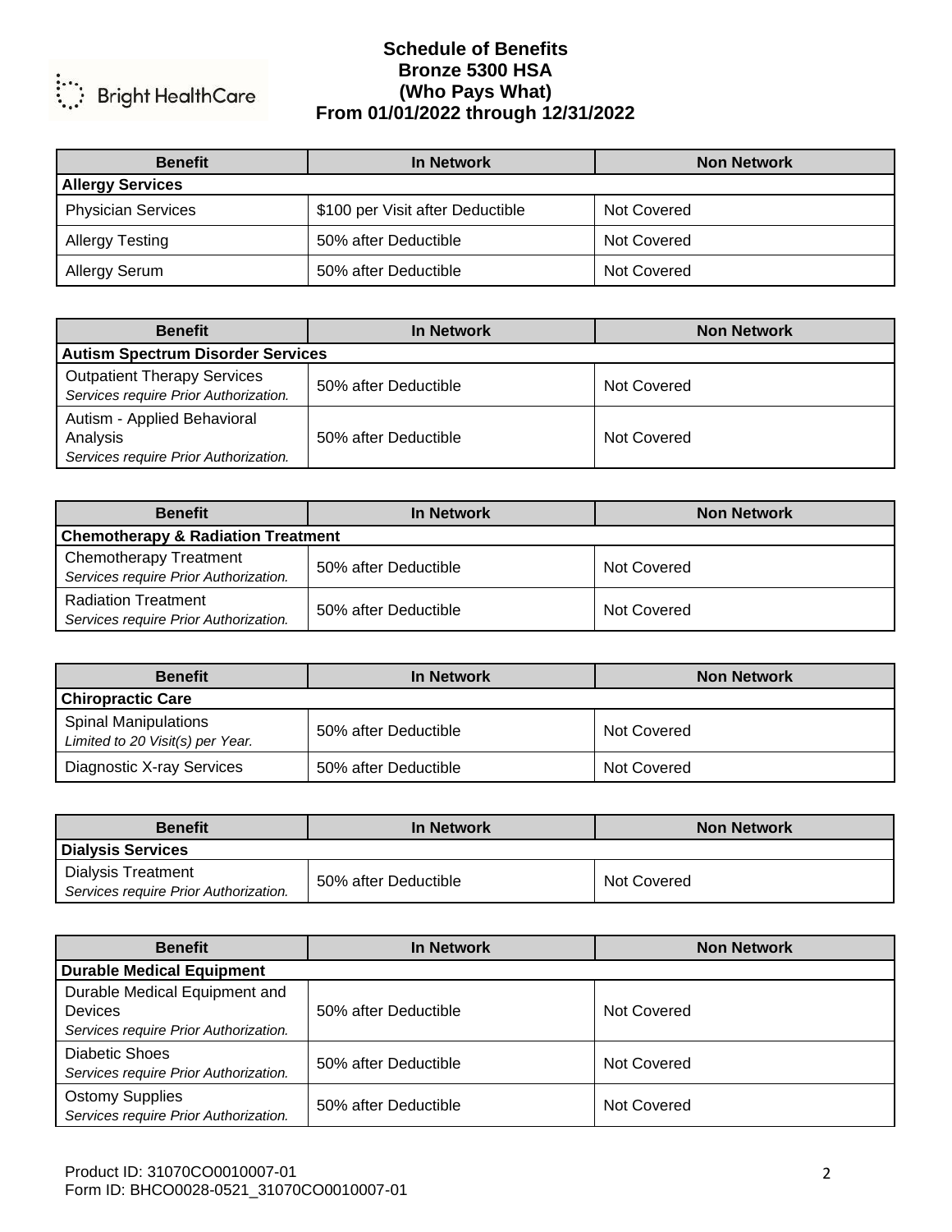# Schedule of Benefits
## Bronze 5300 HSA
## (Who Pays What)
## From 01/01/2022 through 12/31/2022

| Benefit | In Network | Non Network |
|---|---|---|
| **Allergy Services** | | |
| Physician Services | \$100 per Visit after Deductible | Not Covered |
| Allergy Testing | 50% after Deductible | Not Covered |
| Allergy Serum | 50% after Deductible | Not Covered |

| Benefit | In Network | Non Network |
|---|---|---|
| **Autism Spectrum Disorder Services** | | |
| Outpatient Therapy Services *Services require Prior Authorization.* | 50% after Deductible | Not Covered |
| Autism - Applied Behavioral Analysis *Services require Prior Authorization.* | 50% after Deductible | Not Covered |

| Benefit | In Network | Non Network |
|---|---|---|
| **Chemotherapy & Radiation Treatment** | | |
| Chemotherapy Treatment *Services require Prior Authorization.* | 50% after Deductible | Not Covered |
| Radiation Treatment *Services require Prior Authorization.* | 50% after Deductible | Not Covered |

| Benefit | In Network | Non Network |
|---|---|---|
| **Chiropractic Care** | | |
| Spinal Manipulations *Limited to 20 Visit(s) per Year.* | 50% after Deductible | Not Covered |
| Diagnostic X-ray Services | 50% after Deductible | Not Covered |

| Benefit | In Network | Non Network |
|---|---|---|
| **Dialysis Services** | | |
| Dialysis Treatment *Services require Prior Authorization.* | 50% after Deductible | Not Covered |

| Benefit | In Network | Non Network |
|---|---|---|
| **Durable Medical Equipment** | | |
| Durable Medical Equipment and Devices *Services require Prior Authorization.* | 50% after Deductible | Not Covered |
| Diabetic Shoes *Services require Prior Authorization.* | 50% after Deductible | Not Covered |
| Ostomy Supplies *Services require Prior Authorization.* | 50% after Deductible | Not Covered |

Product ID: 31070CO0010007-01
Form ID: BHCO0028-0521_31070CO0010007-01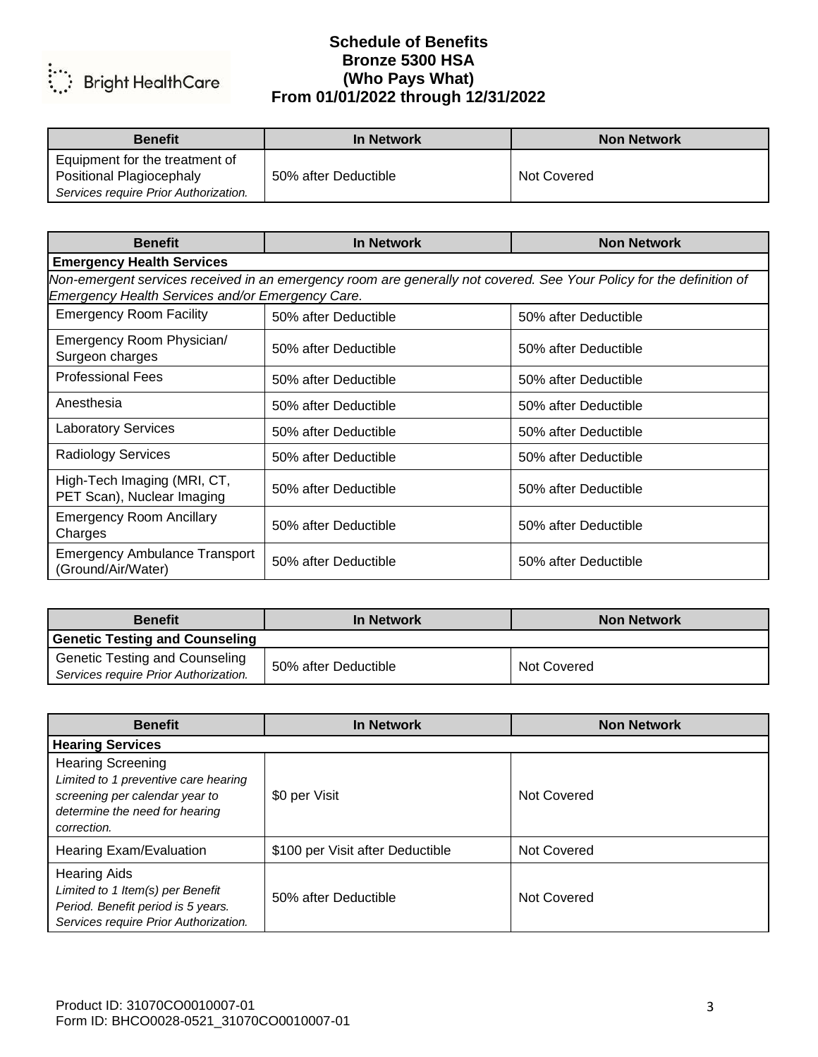# Schedule of Benefits
## Bronze 5300 HSA
## (Who Pays What)
## From 01/01/2022 through 12/31/2022

| Benefit | In Network | Non Network |
|---|---|---|
| Equipment for the treatment of Positional Plagiocephaly<br>*Services require Prior Authorization.* | 50% after Deductible | Not Covered |

| Benefit | In Network | Non Network |
|---|---|---|
| **Emergency Health Services** | | |
| *Non-emergent services received in an emergency room are generally not covered. See Your Policy for the definition of Emergency Health Services and/or Emergency Care.* | | |
| Emergency Room Facility | 50% after Deductible | 50% after Deductible |
| Emergency Room Physician/ Surgeon charges | 50% after Deductible | 50% after Deductible |
| Professional Fees | 50% after Deductible | 50% after Deductible |
| Anesthesia | 50% after Deductible | 50% after Deductible |
| Laboratory Services | 50% after Deductible | 50% after Deductible |
| Radiology Services | 50% after Deductible | 50% after Deductible |
| High-Tech Imaging (MRI, CT, PET Scan), Nuclear Imaging | 50% after Deductible | 50% after Deductible |
| Emergency Room Ancillary Charges | 50% after Deductible | 50% after Deductible |
| Emergency Ambulance Transport (Ground/Air/Water) | 50% after Deductible | 50% after Deductible |

| Benefit | In Network | Non Network |
|---|---|---|
| **Genetic Testing and Counseling** | | |
| Genetic Testing and Counseling<br>*Services require Prior Authorization.* | 50% after Deductible | Not Covered |

| Benefit | In Network | Non Network |
|---|---|---|
| **Hearing Services** | | |
| Hearing Screening<br>*Limited to 1 preventive care hearing screening per calendar year to determine the need for hearing correction.* | $0 per Visit | Not Covered |
| Hearing Exam/Evaluation | $100 per Visit after Deductible | Not Covered |
| Hearing Aids<br>*Limited to 1 Item(s) per Benefit Period. Benefit period is 5 years. Services require Prior Authorization.* | 50% after Deductible | Not Covered |

Product ID: 31070CO0010007-01
Form ID: BHCO0028-0521_31070CO0010007-01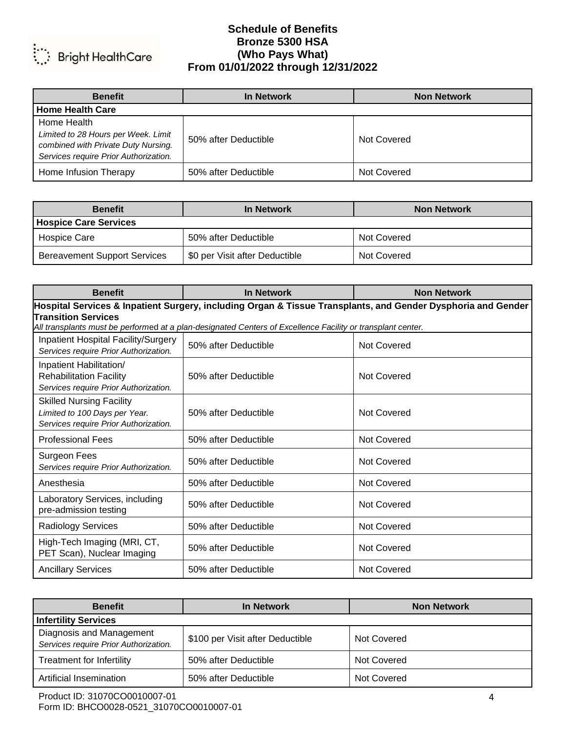# Schedule of Benefits
## Bronze 5300 HSA
## (Who Pays What)
## From 01/01/2022 through 12/31/2022

Bright HealthCare

| Benefit | In Network | Non Network |
|---|---|---|
| **Home Health Care** | | |
| Home Health *Limited to 28 Hours per Week. Limit combined with Private Duty Nursing. Services require Prior Authorization.* | 50% after Deductible | Not Covered |
| Home Infusion Therapy | 50% after Deductible | Not Covered |

| Benefit | In Network | Non Network |
|---|---|---|
| **Hospice Care Services** | | |
| Hospice Care | 50% after Deductible | Not Covered |
| Bereavement Support Services | $0 per Visit after Deductible | Not Covered |

| Benefit | In Network | Non Network |
|---|---|---|
| **Hospital Services & Inpatient Surgery, including Organ & Tissue Transplants, and Gender Dysphoria and Gender Transition Services** *All transplants must be performed at a plan-designated Centers of Excellence Facility or transplant center.* | | |
| Inpatient Hospital Facility/Surgery *Services require Prior Authorization.* | 50% after Deductible | Not Covered |
| Inpatient Habilitation/ Rehabilitation Facility *Services require Prior Authorization.* | 50% after Deductible | Not Covered |
| Skilled Nursing Facility *Limited to 100 Days per Year. Services require Prior Authorization.* | 50% after Deductible | Not Covered |
| Professional Fees | 50% after Deductible | Not Covered |
| Surgeon Fees *Services require Prior Authorization.* | 50% after Deductible | Not Covered |
| Anesthesia | 50% after Deductible | Not Covered |
| Laboratory Services, including pre-admission testing | 50% after Deductible | Not Covered |
| Radiology Services | 50% after Deductible | Not Covered |
| High-Tech Imaging (MRI, CT, PET Scan), Nuclear Imaging | 50% after Deductible | Not Covered |
| Ancillary Services | 50% after Deductible | Not Covered |

| Benefit | In Network | Non Network |
|---|---|---|
| **Infertility Services** | | |
| Diagnosis and Management *Services require Prior Authorization.* | $100 per Visit after Deductible | Not Covered |
| Treatment for Infertility | 50% after Deductible | Not Covered |
| Artificial Insemination | 50% after Deductible | Not Covered |

Product ID: 31070CO0010007-01
Form ID: BHCO0028-0521_31070CO0010007-01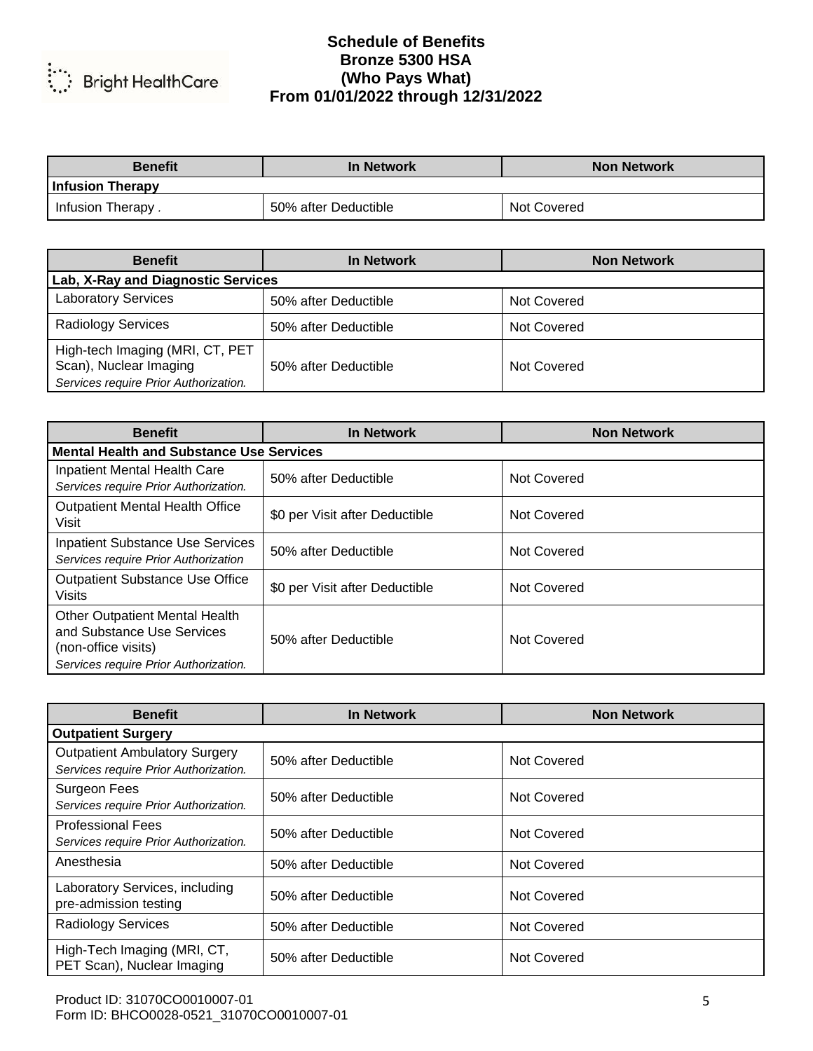Bright HealthCare

# Schedule of Benefits
## Bronze 5300 HSA
## (Who Pays What)
## From 01/01/2022 through 12/31/2022

| Benefit | In Network | Non Network |
|---|---|---|
| **Infusion Therapy** | | |
| Infusion Therapy . | 50% after Deductible | Not Covered |

| Benefit | In Network | Non Network |
|---|---|---|
| **Lab, X-Ray and Diagnostic Services** | | |
| Laboratory Services | 50% after Deductible | Not Covered |
| Radiology Services | 50% after Deductible | Not Covered |
| High-tech Imaging (MRI, CT, PET Scan), Nuclear Imaging *Services require Prior Authorization.* | 50% after Deductible | Not Covered |

| Benefit | In Network | Non Network |
|---|---|---|
| **Mental Health and Substance Use Services** | | |
| Inpatient Mental Health Care *Services require Prior Authorization.* | 50% after Deductible | Not Covered |
| Outpatient Mental Health Office Visit | $0 per Visit after Deductible | Not Covered |
| Inpatient Substance Use Services *Services require Prior Authorization* | 50% after Deductible | Not Covered |
| Outpatient Substance Use Office Visits | $0 per Visit after Deductible | Not Covered |
| Other Outpatient Mental Health and Substance Use Services (non-office visits) *Services require Prior Authorization.* | 50% after Deductible | Not Covered |

| Benefit | In Network | Non Network |
|---|---|---|
| **Outpatient Surgery** | | |
| Outpatient Ambulatory Surgery *Services require Prior Authorization.* | 50% after Deductible | Not Covered |
| Surgeon Fees *Services require Prior Authorization.* | 50% after Deductible | Not Covered |
| Professional Fees *Services require Prior Authorization.* | 50% after Deductible | Not Covered |
| Anesthesia | 50% after Deductible | Not Covered |
| Laboratory Services, including pre-admission testing | 50% after Deductible | Not Covered |
| Radiology Services | 50% after Deductible | Not Covered |
| High-Tech Imaging (MRI, CT, PET Scan), Nuclear Imaging | 50% after Deductible | Not Covered |

Product ID: 31070CO0010007-01
Form ID: BHCO0028-0521_31070CO0010007-01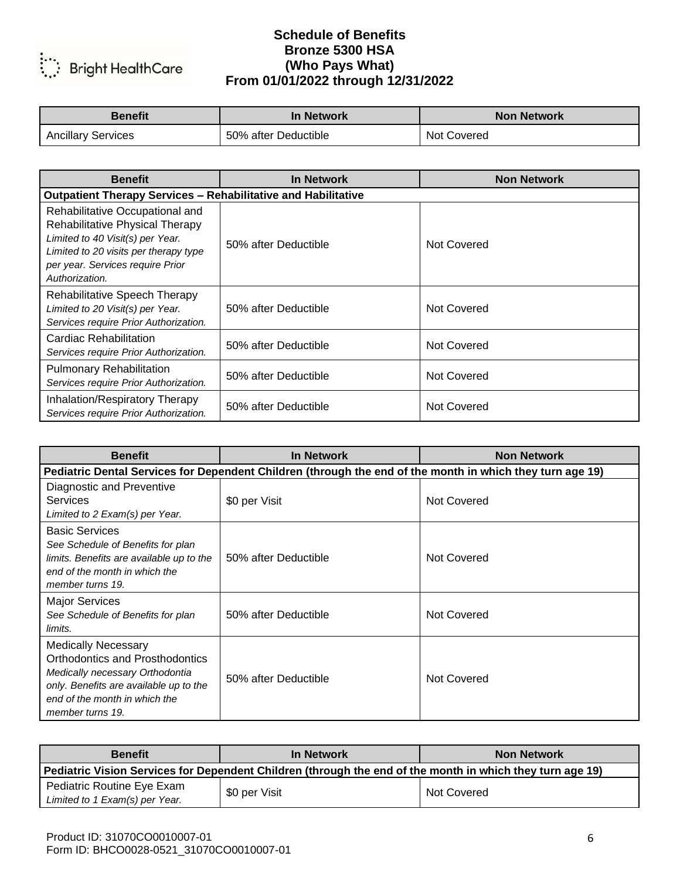# Schedule of Benefits
## Bronze 5300 HSA
## (Who Pays What)
## From 01/01/2022 through 12/31/2022

| Benefit | In Network | Non Network |
|---|---|---|
| Ancillary Services | 50% after Deductible | Not Covered |

| Benefit | In Network | Non Network |
|---|---|---|
| **Outpatient Therapy Services – Rehabilitative and Habilitative** | | |
| Rehabilitative Occupational and Rehabilitative Physical Therapy *Limited to 40 Visit(s) per Year. Limited to 20 visits per therapy type per year. Services require Prior Authorization.* | 50% after Deductible | Not Covered |
| Rehabilitative Speech Therapy *Limited to 20 Visit(s) per Year. Services require Prior Authorization.* | 50% after Deductible | Not Covered |
| Cardiac Rehabilitation *Services require Prior Authorization.* | 50% after Deductible | Not Covered |
| Pulmonary Rehabilitation *Services require Prior Authorization.* | 50% after Deductible | Not Covered |
| Inhalation/Respiratory Therapy *Services require Prior Authorization.* | 50% after Deductible | Not Covered |

| Benefit | In Network | Non Network |
|---|---|---|
| **Pediatric Dental Services for Dependent Children (through the end of the month in which they turn age 19)** | | |
| Diagnostic and Preventive Services *Limited to 2 Exam(s) per Year.* | $0 per Visit | Not Covered |
| Basic Services *See Schedule of Benefits for plan limits. Benefits are available up to the end of the month in which the member turns 19.* | 50% after Deductible | Not Covered |
| Major Services *See Schedule of Benefits for plan limits.* | 50% after Deductible | Not Covered |
| Medically Necessary Orthodontics and Prosthodontics *Medically necessary Orthodontia only. Benefits are available up to the end of the month in which the member turns 19.* | 50% after Deductible | Not Covered |

| Benefit | In Network | Non Network |
|---|---|---|
| **Pediatric Vision Services for Dependent Children (through the end of the month in which they turn age 19)** | | |
| Pediatric Routine Eye Exam *Limited to 1 Exam(s) per Year.* | $0 per Visit | Not Covered |

Product ID: 31070CO0010007-01
Form ID: BHCO0028-0521_31070CO0010007-01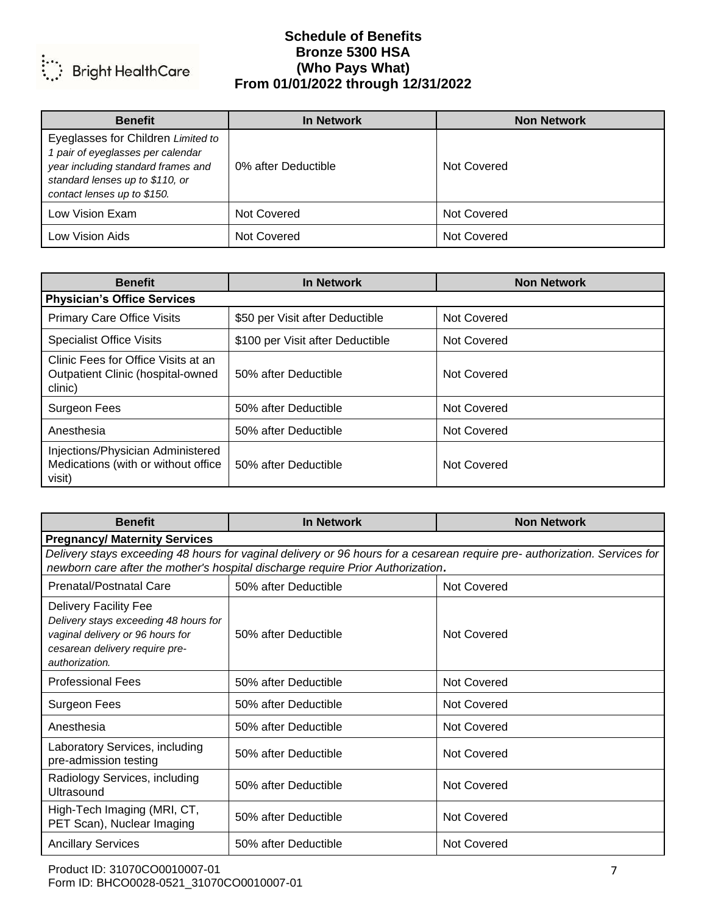# Schedule of Benefits
# Bronze 5300 HSA
# (Who Pays What)
# From 01/01/2022 through 12/31/2022

| Benefit | In Network | Non Network |
|---|---|---|
| Eyeglasses for Children *Limited to 1 pair of eyeglasses per calendar year including standard frames and standard lenses up to $110, or contact lenses up to $150.* | 0% after Deductible | Not Covered |
| Low Vision Exam | Not Covered | Not Covered |
| Low Vision Aids | Not Covered | Not Covered |

| Benefit | In Network | Non Network |
|---|---|---|
| **Physician's Office Services** | | |
| Primary Care Office Visits | $50 per Visit after Deductible | Not Covered |
| Specialist Office Visits | $100 per Visit after Deductible | Not Covered |
| Clinic Fees for Office Visits at an Outpatient Clinic (hospital-owned clinic) | 50% after Deductible | Not Covered |
| Surgeon Fees | 50% after Deductible | Not Covered |
| Anesthesia | 50% after Deductible | Not Covered |
| Injections/Physician Administered Medications (with or without office visit) | 50% after Deductible | Not Covered |

| Benefit | In Network | Non Network |
|---|---|---|
| **Pregnancy/ Maternity Services** | | |
| *Delivery stays exceeding 48 hours for vaginal delivery or 96 hours for a cesarean require pre- authorization. Services for newborn care after the mother's hospital discharge require Prior Authorization.* | | |
| Prenatal/Postnatal Care | 50% after Deductible | Not Covered |
| Delivery Facility Fee *Delivery stays exceeding 48 hours for vaginal delivery or 96 hours for cesarean delivery require pre-authorization.* | 50% after Deductible | Not Covered |
| Professional Fees | 50% after Deductible | Not Covered |
| Surgeon Fees | 50% after Deductible | Not Covered |
| Anesthesia | 50% after Deductible | Not Covered |
| Laboratory Services, including pre-admission testing | 50% after Deductible | Not Covered |
| Radiology Services, including Ultrasound | 50% after Deductible | Not Covered |
| High-Tech Imaging (MRI, CT, PET Scan), Nuclear Imaging | 50% after Deductible | Not Covered |
| Ancillary Services | 50% after Deductible | Not Covered |

Product ID: 31070CO0010007-01
Form ID: BHCO0028-0521_31070CO0010007-01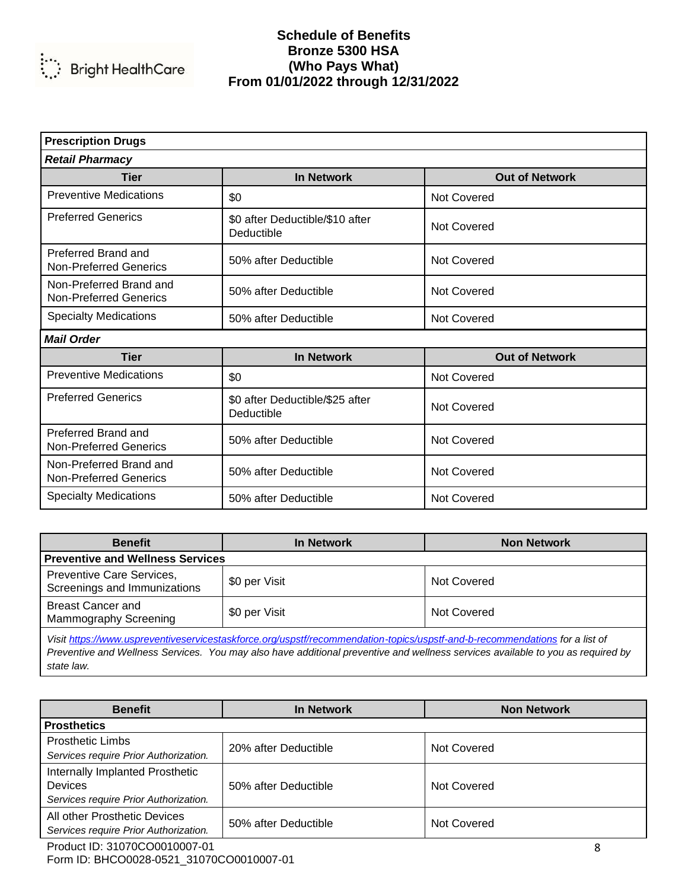# Schedule of Benefits
# Bronze 5300 HSA
# (Who Pays What)
# From 01/01/2022 through 12/31/2022

| **Prescription Drugs** | | |
|---|---|---|
| ***Retail Pharmacy*** | | |
| **Tier** | **In Network** | **Out of Network** |
| Preventive Medications | $0 | Not Covered |
| Preferred Generics | $0 after Deductible/$10 after Deductible | Not Covered |
| Preferred Brand and Non-Preferred Generics | 50% after Deductible | Not Covered |
| Non-Preferred Brand and Non-Preferred Generics | 50% after Deductible | Not Covered |
| Specialty Medications | 50% after Deductible | Not Covered |
| ***Mail Order*** | | |
| **Tier** | **In Network** | **Out of Network** |
| Preventive Medications | $0 | Not Covered |
| Preferred Generics | $0 after Deductible/$25 after Deductible | Not Covered |
| Preferred Brand and Non-Preferred Generics | 50% after Deductible | Not Covered |
| Non-Preferred Brand and Non-Preferred Generics | 50% after Deductible | Not Covered |
| Specialty Medications | 50% after Deductible | Not Covered |

| Benefit | In Network | Non Network |
|---|---|---|
| **Preventive and Wellness Services** | | |
| Preventive Care Services, Screenings and Immunizations | $0 per Visit | Not Covered |
| Breast Cancer and Mammography Screening | $0 per Visit | Not Covered |

*Visit https://www.uspreventiveservicestaskforce.org/uspstf/recommendation-topics/uspstf-and-b-recommendations for a list of Preventive and Wellness Services. You may also have additional preventive and wellness services available to you as required by state law.*

| Benefit | In Network | Non Network |
|---|---|---|
| **Prosthetics** | | |
| Prosthetic Limbs<br>*Services require Prior Authorization.* | 20% after Deductible | Not Covered |
| Internally Implanted Prosthetic Devices<br>*Services require Prior Authorization.* | 50% after Deductible | Not Covered |
| All other Prosthetic Devices<br>*Services require Prior Authorization.* | 50% after Deductible | Not Covered |

Product ID: 31070CO0010007-01
Form ID: BHCO0028-0521_31070CO0010007-01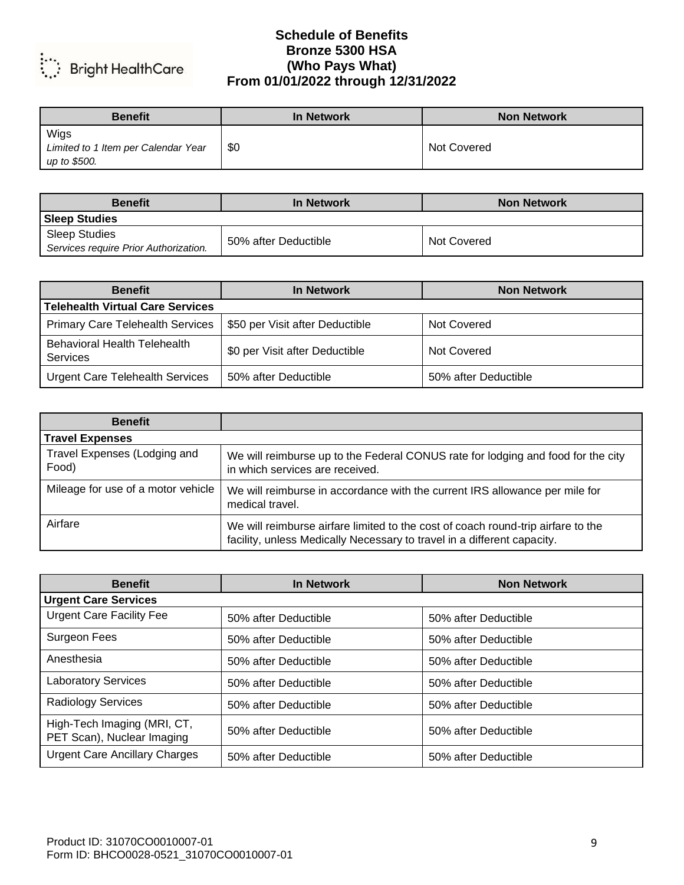**Schedule of Benefits**
**Bronze 5300 HSA**
**(Who Pays What)**
**From 01/01/2022 through 12/31/2022**

| Benefit | In Network | Non Network |
|---|---|---|
| Wigs *Limited to 1 Item per Calendar Year up to $500.* | $0 | Not Covered |

| Benefit | In Network | Non Network |
|---|---|---|
| **Sleep Studies** | | |
| Sleep Studies *Services require Prior Authorization.* | 50% after Deductible | Not Covered |

| Benefit | In Network | Non Network |
|---|---|---|
| **Telehealth Virtual Care Services** | | |
| Primary Care Telehealth Services | $50 per Visit after Deductible | Not Covered |
| Behavioral Health Telehealth Services | $0 per Visit after Deductible | Not Covered |
| Urgent Care Telehealth Services | 50% after Deductible | 50% after Deductible |

| Benefit | |
|---|---|
| **Travel Expenses** | |
| Travel Expenses (Lodging and Food) | We will reimburse up to the Federal CONUS rate for lodging and food for the city in which services are received. |
| Mileage for use of a motor vehicle | We will reimburse in accordance with the current IRS allowance per mile for medical travel. |
| Airfare | We will reimburse airfare limited to the cost of coach round-trip airfare to the facility, unless Medically Necessary to travel in a different capacity. |

| Benefit | In Network | Non Network |
|---|---|---|
| **Urgent Care Services** | | |
| Urgent Care Facility Fee | 50% after Deductible | 50% after Deductible |
| Surgeon Fees | 50% after Deductible | 50% after Deductible |
| Anesthesia | 50% after Deductible | 50% after Deductible |
| Laboratory Services | 50% after Deductible | 50% after Deductible |
| Radiology Services | 50% after Deductible | 50% after Deductible |
| High-Tech Imaging (MRI, CT, PET Scan), Nuclear Imaging | 50% after Deductible | 50% after Deductible |
| Urgent Care Ancillary Charges | 50% after Deductible | 50% after Deductible |

Product ID: 31070CO0010007-01
Form ID: BHCO0028-0521_31070CO0010007-01